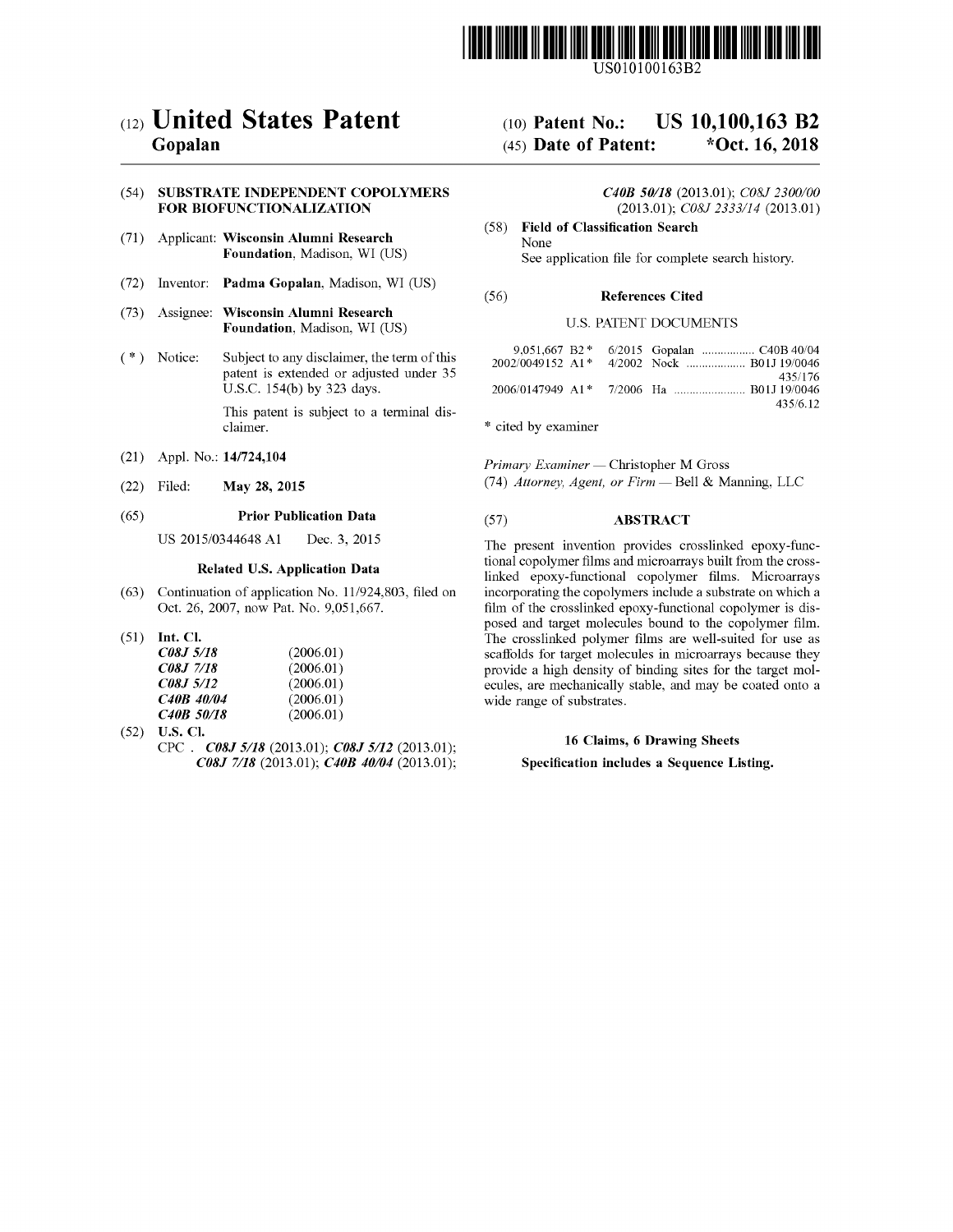US010100163B2

# (12) United States Patent
**Gopalan**

**(10) Patent No.: US 10,100,163 B2**

**(45) Date of Patent: \*Oct. 16, 2018**

(54) **SUBSTRATE INDEPENDENT COPOLYMERS FOR BIOFUNCTIONALIZATION**

(71) Applicant: **Wisconsin Alumni Research Foundation**, Madison, WI (US)

(72) Inventor: **Padma Gopalan**, Madison, WI (US)

(73) Assignee: **Wisconsin Alumni Research Foundation**, Madison, WI (US)

( * ) Notice: Subject to any disclaimer, the term of this patent is extended or adjusted under 35 U.S.C. 154(b) by 323 days.

This patent is subject to a terminal disclaimer.

(21) Appl. No.: **14/724,104**

(22) Filed: **May 28, 2015**

(65) **Prior Publication Data**

US 2015/0344648 A1 Dec. 3, 2015

**Related U.S. Application Data**

(63) Continuation of application No. 11/924,803, filed on Oct. 26, 2007, now Pat. No. 9,051,667.

(51) **Int. Cl.**

| | |
|---|---|
| ***C08J 5/18*** | (2006.01) |
| ***C08J 7/18*** | (2006.01) |
| ***C08J 5/12*** | (2006.01) |
| ***C40B 40/04*** | (2006.01) |
| ***C40B 50/18*** | (2006.01) |

(52) **U.S. Cl.**

CPC . ***C08J 5/18*** (2013.01); ***C08J 5/12*** (2013.01); ***C08J 7/18*** (2013.01); ***C40B 40/04*** (2013.01); ***C40B 50/18*** (2013.01); *C08J 2300/00* (2013.01); *C08J 2333/14* (2013.01)

(58) **Field of Classification Search**

None

See application file for complete search history.

(56) **References Cited**

U.S. PATENT DOCUMENTS

| | | | |
|---|---|---|---|
| 9,051,667 B2 * | 6/2015 | Gopalan | C40B 40/04 |
| 2002/0049152 A1 * | 4/2002 | Nock | B01J 19/0046 435/176 |
| 2006/0147949 A1 * | 7/2006 | Ha | B01J 19/0046 435/6.12 |

\* cited by examiner

*Primary Examiner* — Christopher M Gross

(74) *Attorney, Agent, or Firm* — Bell & Manning, LLC

(57) **ABSTRACT**

The present invention provides crosslinked epoxy-functional copolymer films and microarrays built from the crosslinked epoxy-functional copolymer films. Microarrays incorporating the copolymers include a substrate on which a film of the crosslinked epoxy-functional copolymer is disposed and target molecules bound to the copolymer film. The crosslinked polymer films are well-suited for use as scaffolds for target molecules in microarrays because they provide a high density of binding sites for the target molecules, are mechanically stable, and may be coated onto a wide range of substrates.

**16 Claims, 6 Drawing Sheets**

**Specification includes a Sequence Listing.**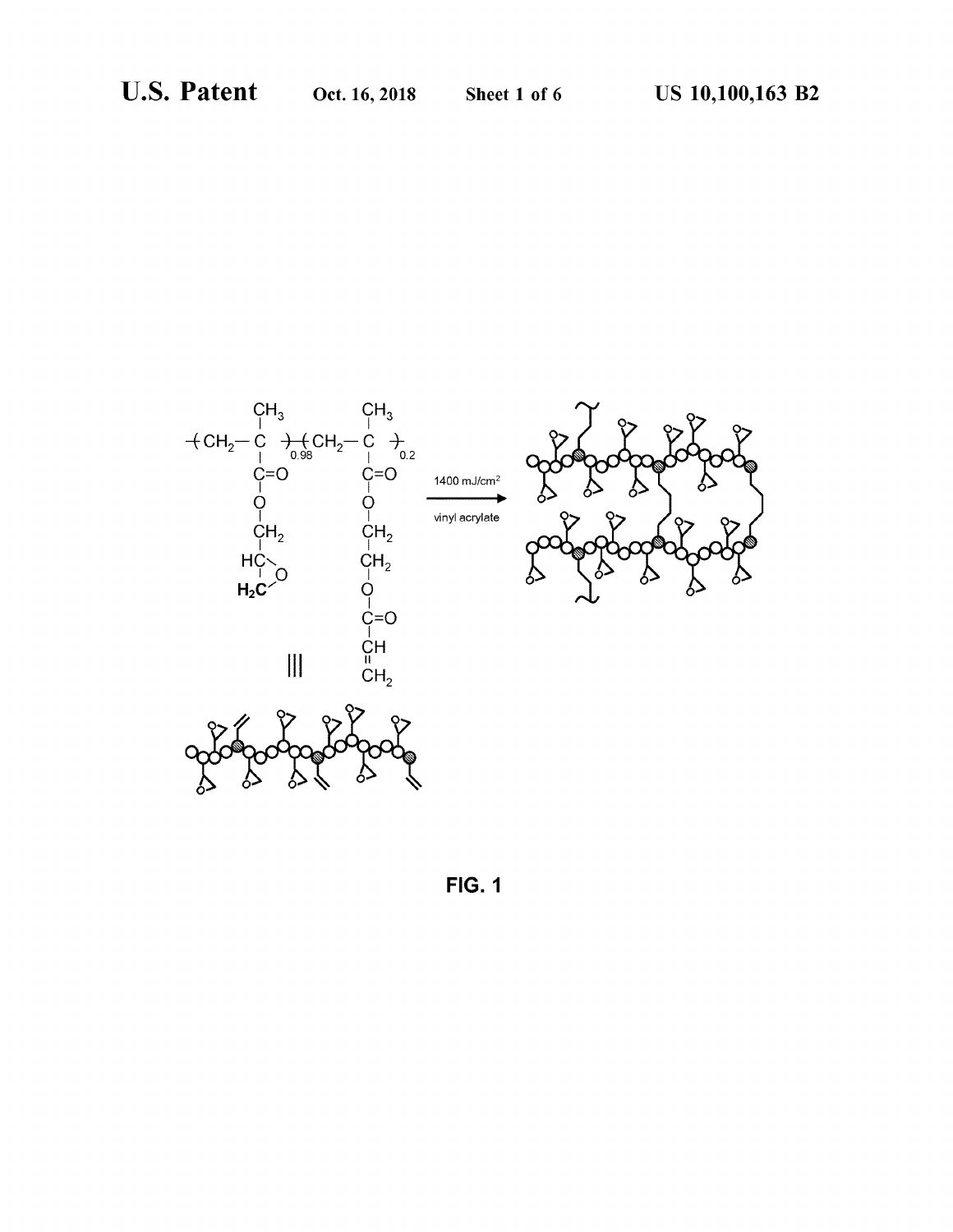FIG. 1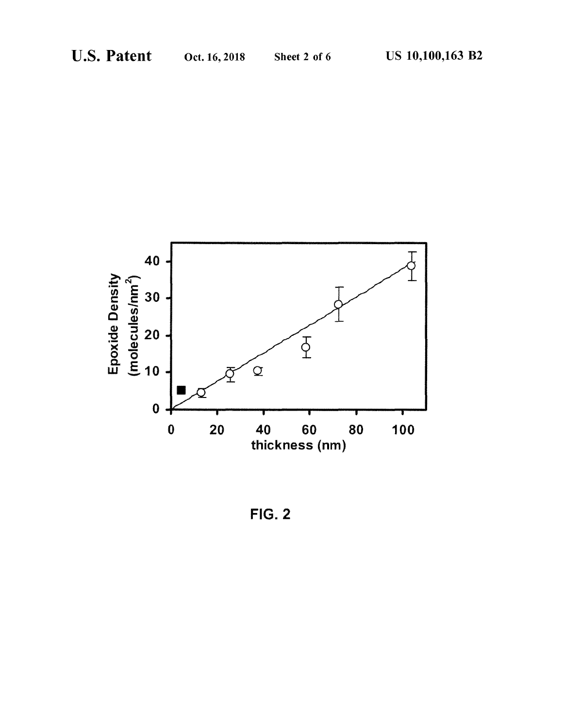FIG. 2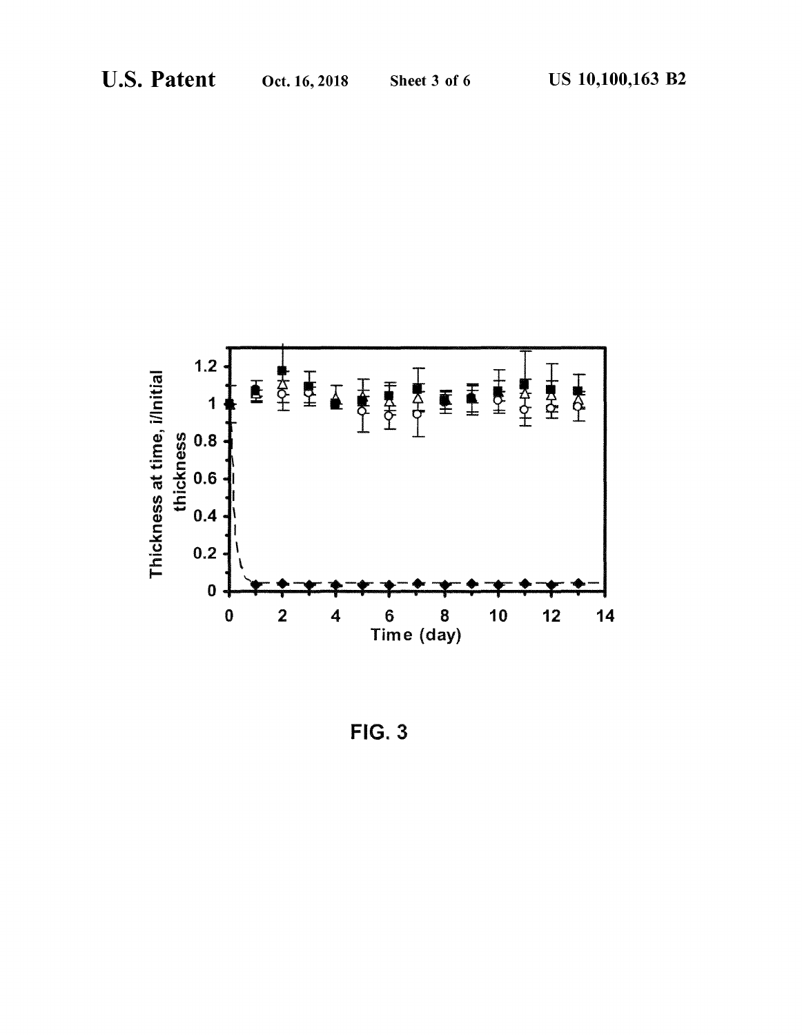FIG. 3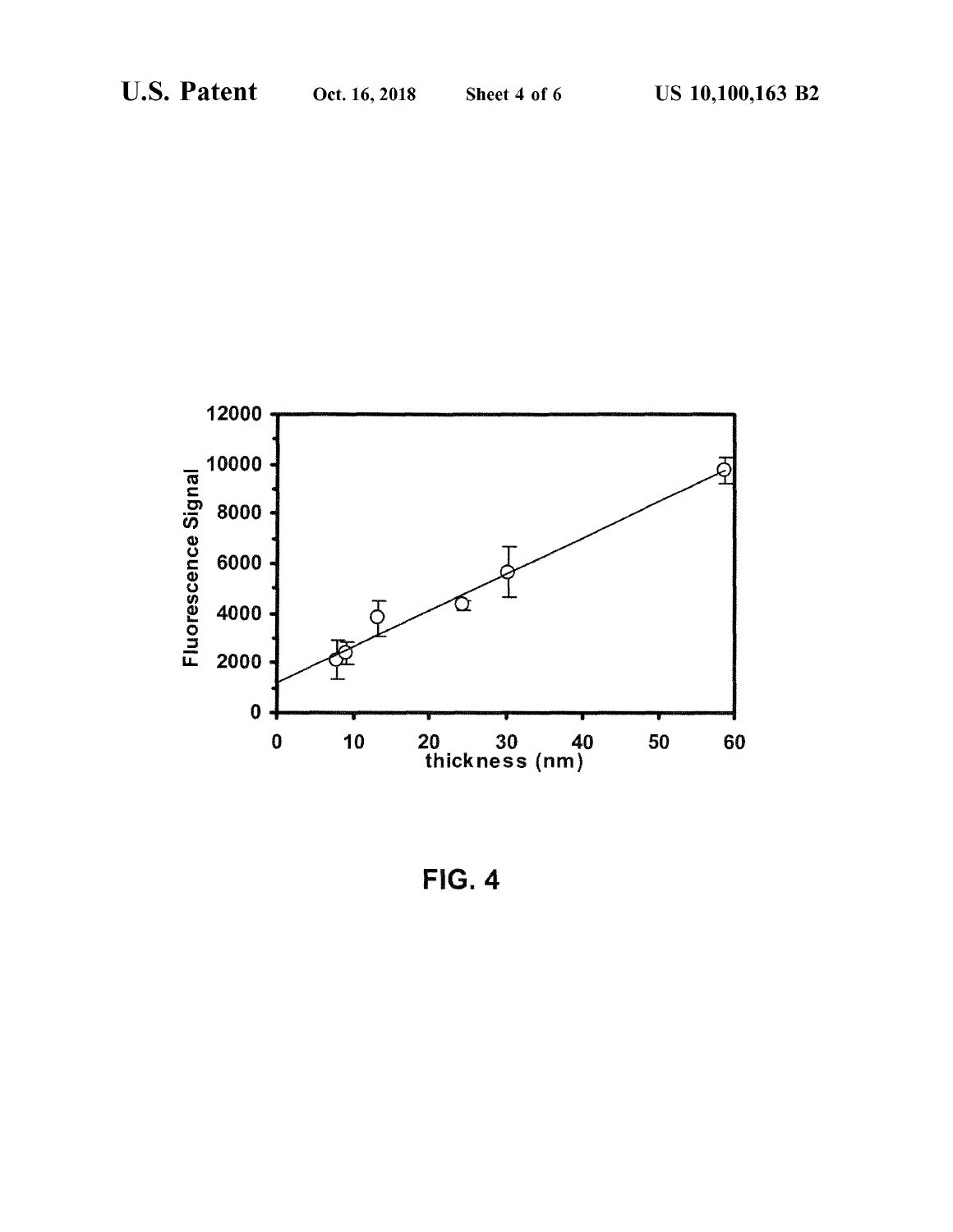FIG. 4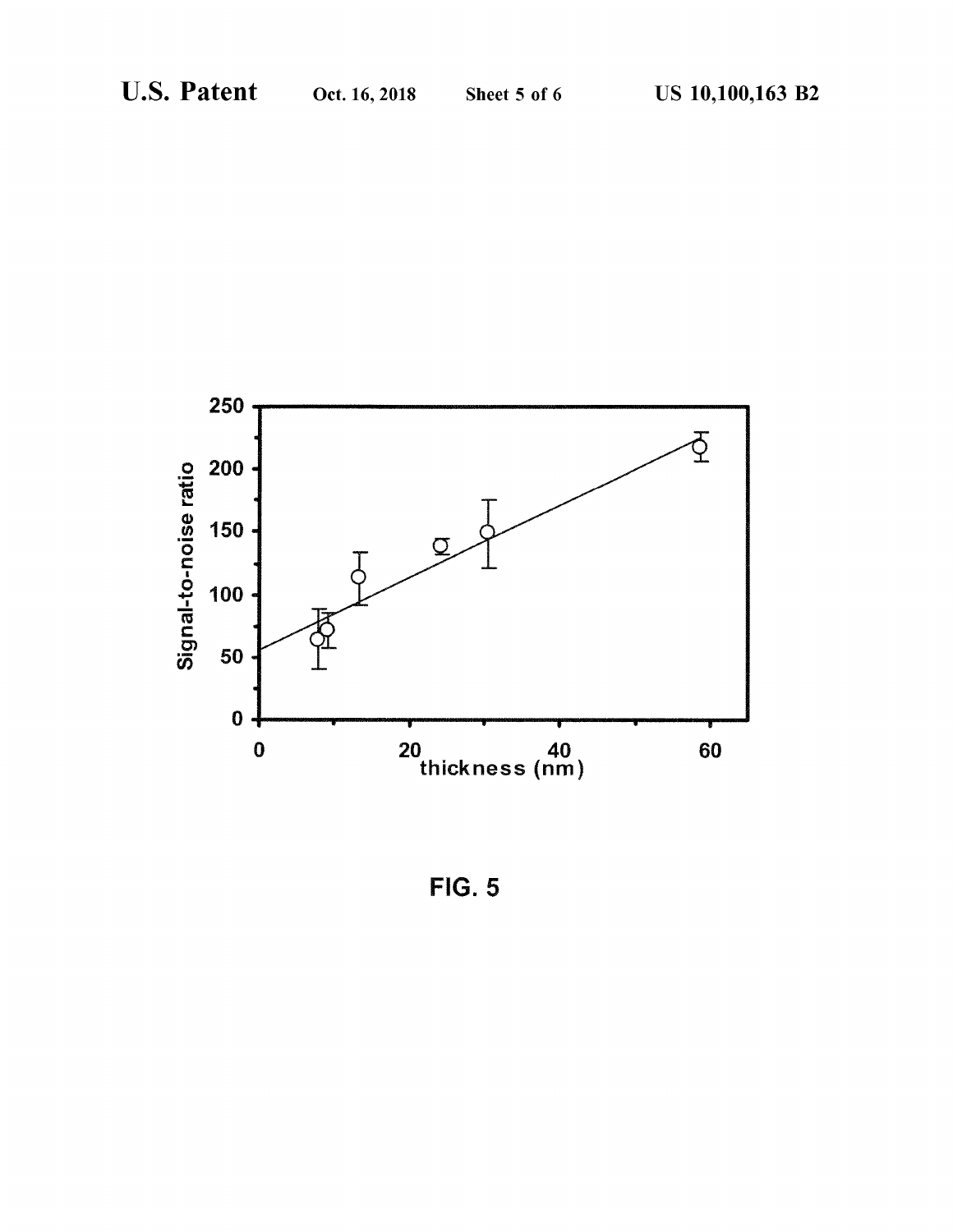FIG. 5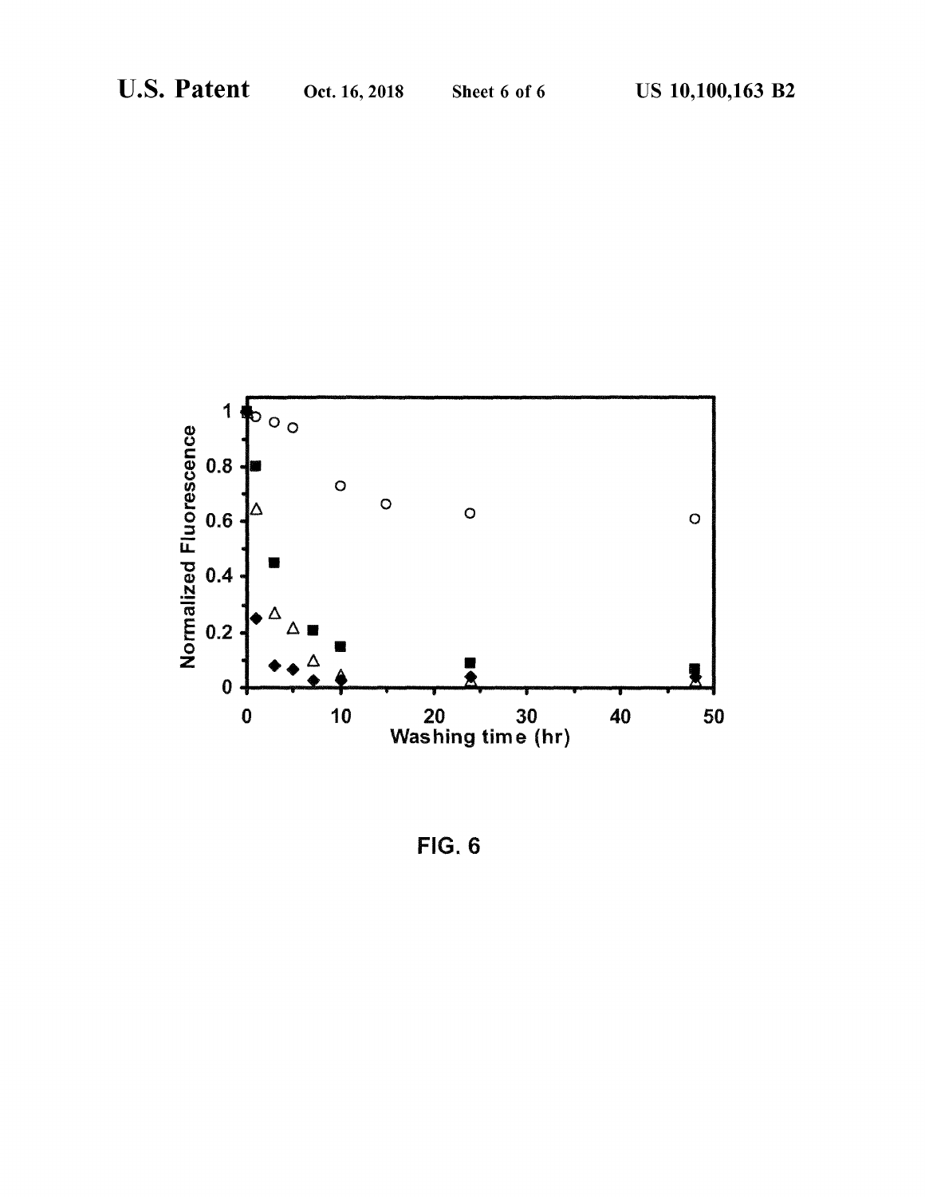FIG. 6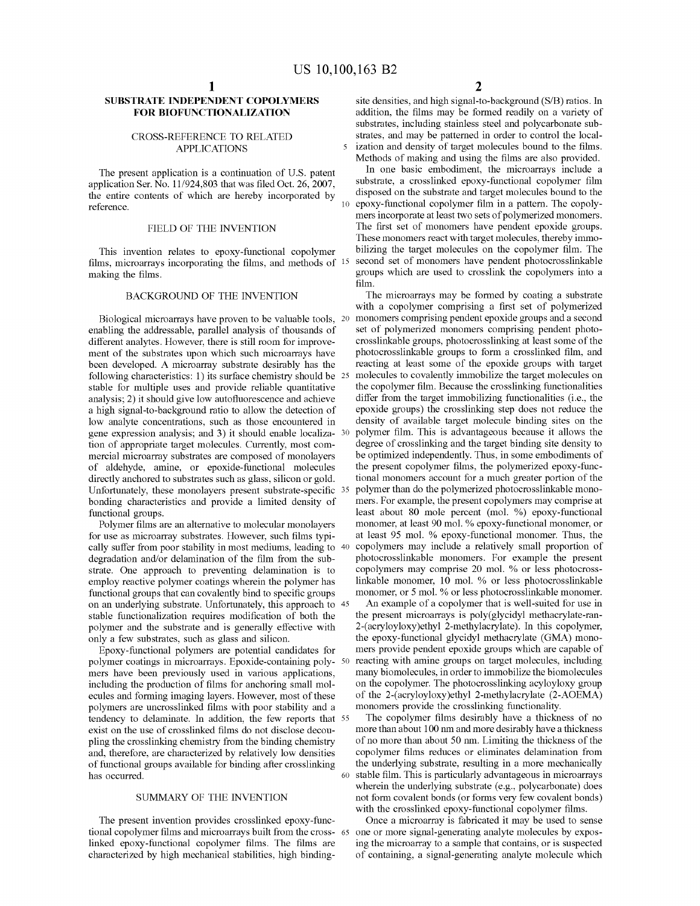# SUBSTRATE INDEPENDENT COPOLYMERS FOR BIOFUNCTIONALIZATION

## CROSS-REFERENCE TO RELATED APPLICATIONS

The present application is a continuation of U.S. patent application Ser. No. 11/924,803 that was filed Oct. 26, 2007, the entire contents of which are hereby incorporated by reference.

## FIELD OF THE INVENTION

This invention relates to epoxy-functional copolymer films, microarrays incorporating the films, and methods of making the films.

## BACKGROUND OF THE INVENTION

Biological microarrays have proven to be valuable tools, enabling the addressable, parallel analysis of thousands of different analytes. However, there is still room for improvement of the substrates upon which such microarrays have been developed. A microarray substrate desirably has the following characteristics: 1) its surface chemistry should be stable for multiple uses and provide reliable quantitative analysis; 2) it should give low autofluorescence and achieve a high signal-to-background ratio to allow the detection of low analyte concentrations, such as those encountered in gene expression analysis; and 3) it should enable localization of appropriate target molecules. Currently, most commercial microarray substrates are composed of monolayers of aldehyde, amine, or epoxide-functional molecules directly anchored to substrates such as glass, silicon or gold. Unfortunately, these monolayers present substrate-specific bonding characteristics and provide a limited density of functional groups.

Polymer films are an alternative to molecular monolayers for use as microarray substrates. However, such films typically suffer from poor stability in most mediums, leading to degradation and/or delamination of the film from the substrate. One approach to preventing delamination is to employ reactive polymer coatings wherein the polymer has functional groups that can covalently bind to specific groups on an underlying substrate. Unfortunately, this approach to stable functionalization requires modification of both the polymer and the substrate and is generally effective with only a few substrates, such as glass and silicon.

Epoxy-functional polymers are potential candidates for polymer coatings in microarrays. Epoxide-containing polymers have been previously used in various applications, including the production of films for anchoring small molecules and forming imaging layers. However, most of these polymers are uncrosslinked films with poor stability and a tendency to delaminate. In addition, the few reports that exist on the use of crosslinked films do not disclose decoupling the crosslinking chemistry from the binding chemistry and, therefore, are characterized by relatively low densities of functional groups available for binding after crosslinking has occurred.

## SUMMARY OF THE INVENTION

The present invention provides crosslinked epoxy-functional copolymer films and microarrays built from the crosslinked epoxy-functional copolymer films. The films are characterized by high mechanical stabilities, high binding-site densities, and high signal-to-background (S/B) ratios. In addition, the films may be formed readily on a variety of substrates, including stainless steel and polycarbonate substrates, and may be patterned in order to control the localization and density of target molecules bound to the films. Methods of making and using the films are also provided.

In one basic embodiment, the microarrays include a substrate, a crosslinked epoxy-functional copolymer film disposed on the substrate and target molecules bound to the epoxy-functional copolymer film in a pattern. The copolymers incorporate at least two sets of polymerized monomers. The first set of monomers have pendent epoxide groups. These monomers react with target molecules, thereby immobilizing the target molecules on the copolymer film. The second set of monomers have pendent photocrosslinkable groups which are used to crosslink the copolymers into a film.

The microarrays may be formed by coating a substrate with a copolymer comprising a first set of polymerized monomers comprising pendent epoxide groups and a second set of polymerized monomers comprising pendent photocrosslinkable groups, photocrosslinking at least some of the photocrosslinkable groups to form a crosslinked film, and reacting at least some of the epoxide groups with target molecules to covalently immobilize the target molecules on the copolymer film. Because the crosslinking functionalities differ from the target immobilizing functionalities (i.e., the epoxide groups) the crosslinking step does not reduce the density of available target molecule binding sites on the polymer film. This is advantageous because it allows the degree of crosslinking and the target binding site density to be optimized independently. Thus, in some embodiments of the present copolymer films, the polymerized epoxy-functional monomers account for a much greater portion of the polymer than do the polymerized photocrosslinkable monomers. For example, the present copolymers may comprise at least about 80 mole percent (mol. %) epoxy-functional monomer, at least 90 mol. % epoxy-functional monomer, or at least 95 mol. % epoxy-functional monomer. Thus, the copolymers may include a relatively small proportion of photocrosslinkable monomers. For example the present copolymers may comprise 20 mol. % or less photocrosslinkable monomer, 10 mol. % or less photocrosslinkable monomer, or 5 mol. % or less photocrosslinkable monomer.

An example of a copolymer that is well-suited for use in the present microarrays is poly(glycidyl methacrylate-ran-2-(acryloyloxy)ethyl 2-methylacrylate). In this copolymer, the epoxy-functional glycidyl methacrylate (GMA) monomers provide pendent epoxide groups which are capable of reacting with amine groups on target molecules, including many biomolecules, in order to immobilize the biomolecules on the copolymer. The photocrosslinking acyloyloxy group of the 2-(acryloyloxy)ethyl 2-methylacrylate (2-AOEMA) monomers provide the crosslinking functionality.

The copolymer films desirably have a thickness of no more than about 100 nm and more desirably have a thickness of no more than about 50 nm. Limiting the thickness of the copolymer films reduces or eliminates delamination from the underlying substrate, resulting in a more mechanically stable film. This is particularly advantageous in microarrays wherein the underlying substrate (e.g., polycarbonate) does not form covalent bonds (or forms very few covalent bonds) with the crosslinked epoxy-functional copolymer films.

Once a microarray is fabricated it may be used to sense one or more signal-generating analyte molecules by exposing the microarray to a sample that contains, or is suspected of containing, a signal-generating analyte molecule which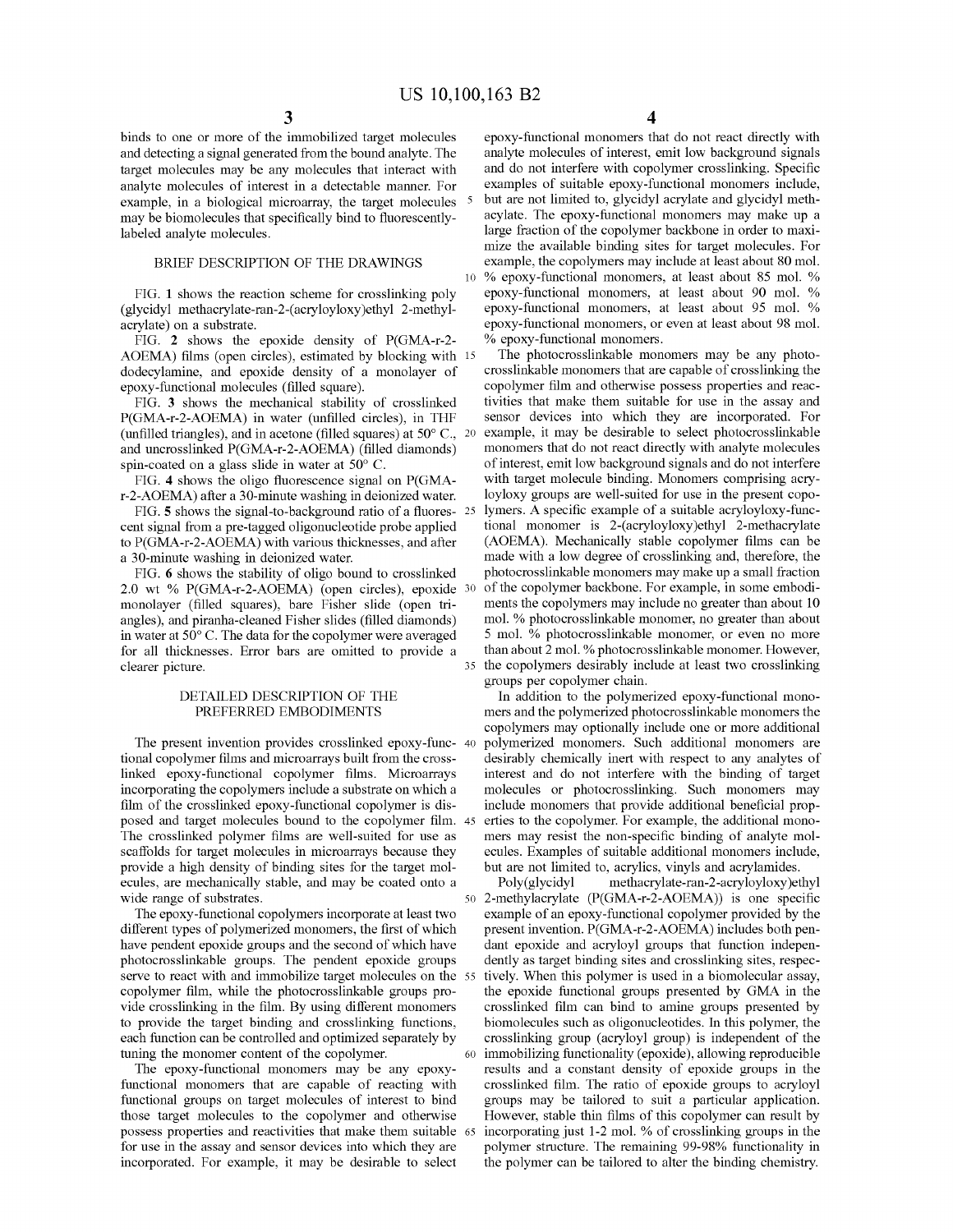binds to one or more of the immobilized target molecules and detecting a signal generated from the bound analyte. The target molecules may be any molecules that interact with analyte molecules of interest in a detectable manner. For example, in a biological microarray, the target molecules may be biomolecules that specifically bind to fluorescently-labeled analyte molecules.

## BRIEF DESCRIPTION OF THE DRAWINGS

FIG. 1 shows the reaction scheme for crosslinking poly (glycidyl methacrylate-ran-2-(acryloyloxy)ethyl 2-methylacrylate) on a substrate.

FIG. 2 shows the epoxide density of P(GMA-r-2-AOEMA) films (open circles), estimated by blocking with dodecylamine, and epoxide density of a monolayer of epoxy-functional molecules (filled square).

FIG. 3 shows the mechanical stability of crosslinked P(GMA-r-2-AOEMA) in water (unfilled circles), in THF (unfilled triangles), and in acetone (filled squares) at 50° C., and uncrosslinked P(GMA-r-2-AOEMA) (filled diamonds) spin-coated on a glass slide in water at 50° C.

FIG. 4 shows the oligo fluorescence signal on P(GMA-r-2-AOEMA) after a 30-minute washing in deionized water.

FIG. 5 shows the signal-to-background ratio of a fluorescent signal from a pre-tagged oligonucleotide probe applied to P(GMA-r-2-AOEMA) with various thicknesses, and after a 30-minute washing in deionized water.

FIG. 6 shows the stability of oligo bound to crosslinked 2.0 wt % P(GMA-r-2-AOEMA) (open circles), epoxide monolayer (filled squares), bare Fisher slide (open triangles), and piranha-cleaned Fisher slides (filled diamonds) in water at 50° C. The data for the copolymer were averaged for all thicknesses. Error bars are omitted to provide a clearer picture.

## DETAILED DESCRIPTION OF THE PREFERRED EMBODIMENTS

The present invention provides crosslinked epoxy-functional copolymer films and microarrays built from the crosslinked epoxy-functional copolymer films. Microarrays incorporating the copolymers include a substrate on which a film of the crosslinked epoxy-functional copolymer is disposed and target molecules bound to the copolymer film. The crosslinked polymer films are well-suited for use as scaffolds for target molecules in microarrays because they provide a high density of binding sites for the target molecules, are mechanically stable, and may be coated onto a wide range of substrates.

The epoxy-functional copolymers incorporate at least two different types of polymerized monomers, the first of which have pendent epoxide groups and the second of which have photocrosslinkable groups. The pendent epoxide groups serve to react with and immobilize target molecules on the copolymer film, while the photocrosslinkable groups provide crosslinking in the film. By using different monomers to provide the target binding and crosslinking functions, each function can be controlled and optimized separately by tuning the monomer content of the copolymer.

The epoxy-functional monomers may be any epoxy-functional monomers that are capable of reacting with functional groups on target molecules of interest to bind those target molecules to the copolymer and otherwise possess properties and reactivities that make them suitable for use in the assay and sensor devices into which they are incorporated. For example, it may be desirable to select epoxy-functional monomers that do not react directly with analyte molecules of interest, emit low background signals and do not interfere with copolymer crosslinking. Specific examples of suitable epoxy-functional monomers include, but are not limited to, glycidyl acrylate and glycidyl methacylate. The epoxy-functional monomers may make up a large fraction of the copolymer backbone in order to maximize the available binding sites for target molecules. For example, the copolymers may include at least about 80 mol. % epoxy-functional monomers, at least about 85 mol. % epoxy-functional monomers, at least about 90 mol. % epoxy-functional monomers, at least about 95 mol. % epoxy-functional monomers, or even at least about 98 mol. % epoxy-functional monomers.

The photocrosslinkable monomers may be any photocrosslinkable monomers that are capable of crosslinking the copolymer film and otherwise possess properties and reactivities that make them suitable for use in the assay and sensor devices into which they are incorporated. For example, it may be desirable to select photocrosslinkable monomers that do not react directly with analyte molecules of interest, emit low background signals and do not interfere with target molecule binding. Monomers comprising acryloyloxy groups are well-suited for use in the present copolymers. A specific example of a suitable acryloyloxy-functional monomer is 2-(acryloyloxy)ethyl 2-methacrylate (AOEMA). Mechanically stable copolymer films can be made with a low degree of crosslinking and, therefore, the photocrosslinkable monomers may make up a small fraction of the copolymer backbone. For example, in some embodiments the copolymers may include no greater than about 10 mol. % photocrosslinkable monomer, no greater than about 5 mol. % photocrosslinkable monomer, or even no more than about 2 mol. % photocrosslinkable monomer. However, the copolymers desirably include at least two crosslinking groups per copolymer chain.

In addition to the polymerized epoxy-functional monomers and the polymerized photocrosslinkable monomers the copolymers may optionally include one or more additional polymerized monomers. Such additional monomers are desirably chemically inert with respect to any analytes of interest and do not interfere with the binding of target molecules or photocrosslinking. Such monomers may include monomers that provide additional beneficial properties to the copolymer. For example, the additional monomers may resist the non-specific binding of analyte molecules. Examples of suitable additional monomers include, but are not limited to, acrylics, vinyls and acrylamides.

Poly(glycidyl methacrylate-ran-2-acryloyloxy)ethyl 2-methylacrylate (P(GMA-r-2-AOEMA)) is one specific example of an epoxy-functional copolymer provided by the present invention. P(GMA-r-2-AOEMA) includes both pendant epoxide and acryloyl groups that function independently as target binding sites and crosslinking sites, respectively. When this polymer is used in a biomolecular assay, the epoxide functional groups presented by GMA in the crosslinked film can bind to amine groups presented by biomolecules such as oligonucleotides. In this polymer, the crosslinking group (acryloyl group) is independent of the immobilizing functionality (epoxide), allowing reproducible results and a constant density of epoxide groups in the crosslinked film. The ratio of epoxide groups to acryloyl groups may be tailored to suit a particular application. However, stable thin films of this copolymer can result by incorporating just 1-2 mol. % of crosslinking groups in the polymer structure. The remaining 99-98% functionality in the polymer can be tailored to alter the binding chemistry.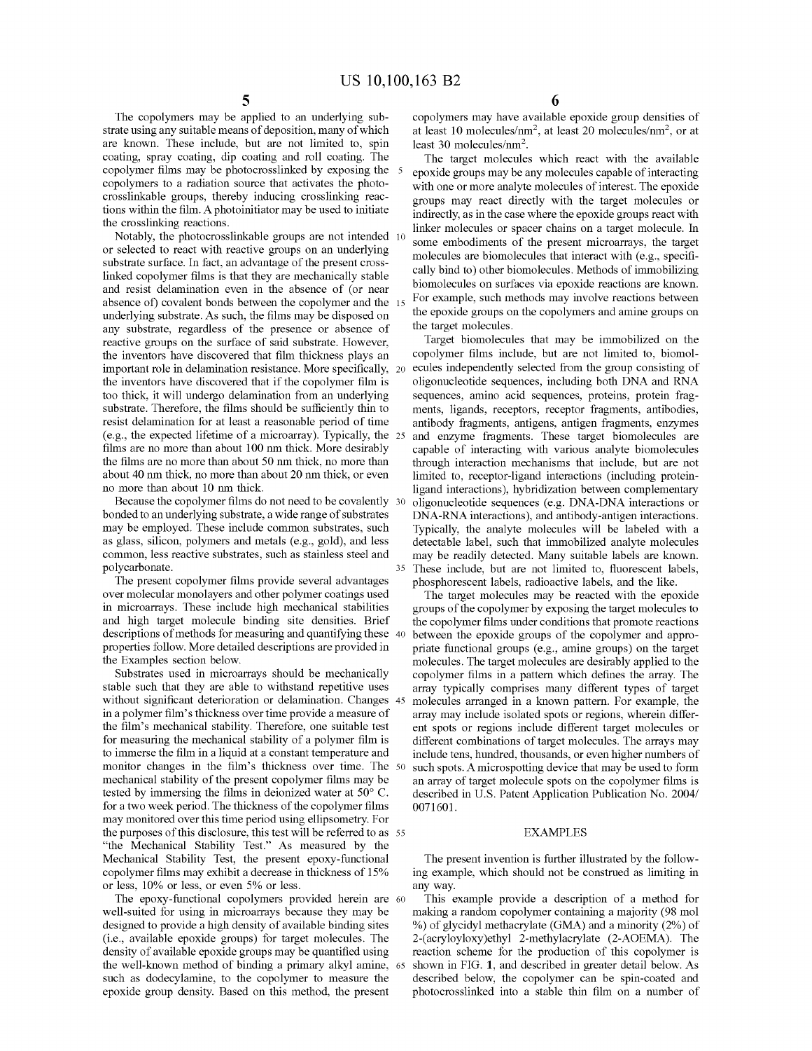The copolymers may be applied to an underlying substrate using any suitable means of deposition, many of which are known. These include, but are not limited to, spin coating, spray coating, dip coating and roll coating. The copolymer films may be photocrosslinked by exposing the copolymers to a radiation source that activates the photocrosslinkable groups, thereby inducing crosslinking reactions within the film. A photoinitiator may be used to initiate the crosslinking reactions.

Notably, the photocrosslinkable groups are not intended or selected to react with reactive groups on an underlying substrate surface. In fact, an advantage of the present crosslinked copolymer films is that they are mechanically stable and resist delamination even in the absence of (or near absence of) covalent bonds between the copolymer and the underlying substrate. As such, the films may be disposed on any substrate, regardless of the presence or absence of reactive groups on the surface of said substrate. However, the inventors have discovered that film thickness plays an important role in delamination resistance. More specifically, the inventors have discovered that if the copolymer film is too thick, it will undergo delamination from an underlying substrate. Therefore, the films should be sufficiently thin to resist delamination for at least a reasonable period of time (e.g., the expected lifetime of a microarray). Typically, the films are no more than about 100 nm thick. More desirably the films are no more than about 50 nm thick, no more than about 40 nm thick, no more than about 20 nm thick, or even no more than about 10 nm thick.

Because the copolymer films do not need to be covalently bonded to an underlying substrate, a wide range of substrates may be employed. These include common substrates, such as glass, silicon, polymers and metals (e.g., gold), and less common, less reactive substrates, such as stainless steel and polycarbonate.

The present copolymer films provide several advantages over molecular monolayers and other polymer coatings used in microarrays. These include high mechanical stabilities and high target molecule binding site densities. Brief descriptions of methods for measuring and quantifying these properties follow. More detailed descriptions are provided in the Examples section below.

Substrates used in microarrays should be mechanically stable such that they are able to withstand repetitive uses without significant deterioration or delamination. Changes in a polymer film's thickness over time provide a measure of the film's mechanical stability. Therefore, one suitable test for measuring the mechanical stability of a polymer film is to immerse the film in a liquid at a constant temperature and monitor changes in the film's thickness over time. The mechanical stability of the present copolymer films may be tested by immersing the films in deionized water at 50° C. for a two week period. The thickness of the copolymer films may monitored over this time period using ellipsometry. For the purposes of this disclosure, this test will be referred to as "the Mechanical Stability Test." As measured by the Mechanical Stability Test, the present epoxy-functional copolymer films may exhibit a decrease in thickness of 15% or less, 10% or less, or even 5% or less.

The epoxy-functional copolymers provided herein are well-suited for using in microarrays because they may be designed to provide a high density of available binding sites (i.e., available epoxide groups) for target molecules. The density of available epoxide groups may be quantified using the well-known method of binding a primary alkyl amine, such as dodecylamine, to the copolymer to measure the epoxide group density. Based on this method, the present copolymers may have available epoxide group densities of at least 10 molecules/nm$^2$, at least 20 molecules/nm$^2$, or at least 30 molecules/nm$^2$.

The target molecules which react with the available epoxide groups may be any molecules capable of interacting with one or more analyte molecules of interest. The epoxide groups may react directly with the target molecules or indirectly, as in the case where the epoxide groups react with linker molecules or spacer chains on a target molecule. In some embodiments of the present microarrays, the target molecules are biomolecules that interact with (e.g., specifically bind to) other biomolecules. Methods of immobilizing biomolecules on surfaces via epoxide reactions are known. For example, such methods may involve reactions between the epoxide groups on the copolymers and amine groups on the target molecules.

Target biomolecules that may be immobilized on the copolymer films include, but are not limited to, biomolecules independently selected from the group consisting of oligonucleotide sequences, including both DNA and RNA sequences, amino acid sequences, proteins, protein fragments, ligands, receptors, receptor fragments, antibodies, antibody fragments, antigens, antigen fragments, enzymes and enzyme fragments. These target biomolecules are capable of interacting with various analyte biomolecules through interaction mechanisms that include, but are not limited to, receptor-ligand interactions (including protein-ligand interactions), hybridization between complementary oligonucleotide sequences (e.g. DNA-DNA interactions or DNA-RNA interactions), and antibody-antigen interactions. Typically, the analyte molecules will be labeled with a detectable label, such that immobilized analyte molecules may be readily detected. Many suitable labels are known. These include, but are not limited to, fluorescent labels, phosphorescent labels, radioactive labels, and the like.

The target molecules may be reacted with the epoxide groups of the copolymer by exposing the target molecules to the copolymer films under conditions that promote reactions between the epoxide groups of the copolymer and appropriate functional groups (e.g., amine groups) on the target molecules. The target molecules are desirably applied to the copolymer films in a pattern which defines the array. The array typically comprises many different types of target molecules arranged in a known pattern. For example, the array may include isolated spots or regions, wherein different spots or regions include different target molecules or different combinations of target molecules. The arrays may include tens, hundred, thousands, or even higher numbers of such spots. A microspotting device that may be used to form an array of target molecule spots on the copolymer films is described in U.S. Patent Application Publication No. 2004/0071601.

## EXAMPLES

The present invention is further illustrated by the following example, which should not be construed as limiting in any way.

This example provide a description of a method for making a random copolymer containing a majority (98 mol %) of glycidyl methacrylate (GMA) and a minority (2%) of 2-(acryloyloxy)ethyl 2-methylacrylate (2-AOEMA). The reaction scheme for the production of this copolymer is shown in FIG. 1, and described in greater detail below. As described below, the copolymer can be spin-coated and photocrosslinked into a stable thin film on a number of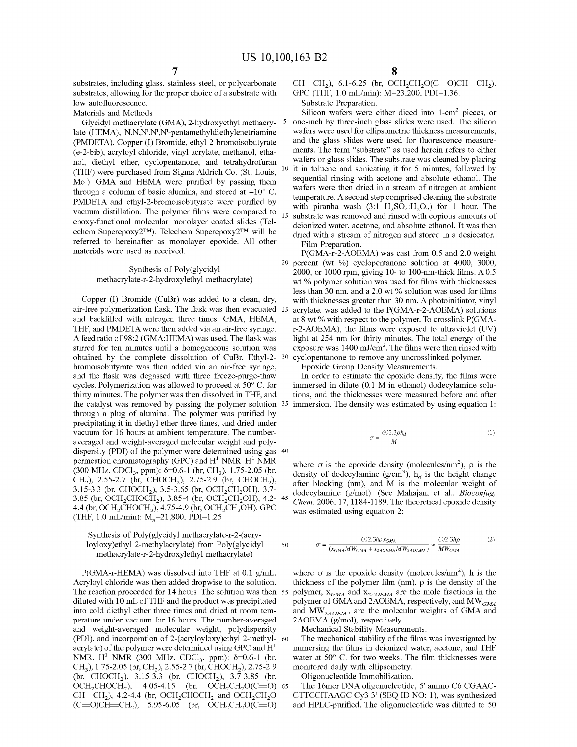substrates, including glass, stainless steel, or polycarbonate substrates, allowing for the proper choice of a substrate with low autofluorescence.

Materials and Methods

Glycidyl methacrylate (GMA), 2-hydroxyethyl methacrylate (HEMA), N,N,N',N',N'-pentamethyldiethylenetriamine (PMDETA), Copper (I) Bromide, ethyl-2-bromoisobutyrate (e-2-bib), acryloyl chloride, vinyl acrylate, methanol, ethanol, diethyl ether, cyclopentanone, and tetrahydrofuran (THF) were purchased from Sigma Aldrich Co. (St. Louis, Mo.). GMA and HEMA were purified by passing them through a column of basic alumina, and stored at −10° C. PMDETA and ethyl-2-bromoisobutyrate were purified by vacuum distillation. The polymer films were compared to epoxy-functional molecular monolayer coated slides (Telechem Superepoxy2™). Telechem Superepoxy2™ will be referred to hereinafter as monolayer epoxide. All other materials were used as received.

### Synthesis of Poly(glycidyl methacrylate-r-2-hydroxylethyl methacrylate)

Copper (I) Bromide (CuBr) was added to a clean, dry, air-free polymerization flask. The flask was then evacuated and backfilled with nitrogen three times. GMA, HEMA, THF, and PMDETA were then added via an air-free syringe. A feed ratio of 98:2 (GMA:HEMA) was used. The flask was stirred for ten minutes until a homogeneous solution was obtained by the complete dissolution of CuBr. Ethyl-2-bromoisobutyrate was then added via an air-free syringe, and the flask was degassed with three freeze-purge-thaw cycles. Polymerization was allowed to proceed at 50° C. for thirty minutes. The polymer was then dissolved in THF, and the catalyst was removed by passing the polymer solution through a plug of alumina. The polymer was purified by precipitating it in diethyl ether three times, and dried under vacuum for 16 hours at ambient temperature. The number-averaged and weight-averaged molecular weight and polydispersity (PDI) of the polymer were determined using gas permeation chromatography (GPC) and $H^1$ NMR. $H^1$ NMR (300 MHz, $CDCl_3$, ppm): δ=0.6-1 (br, $CH_3$), 1.75-2.05 (br, $CH_2$), 2.55-2.7 (br, $CHOCH_2$), 2.75-2.9 (br, $CHOCH_2$), 3.15-3.3 (br, $CHOCH_2$), 3.5-3.65 (br, $OCH_2CH_2OH$), 3.7-3.85 (br, $OCH_2CHOCH_2$), 3.85-4 (br, $OCH_2CH_2OH$), 4.2-4.4 (br, $OCH_2CHOCH_2$), 4.75-4.9 (br, $OCH_2CH_2OH$). GPC (THF, 1.0 mL/min): $M_n$=21,800, PDI=1.25.

### Synthesis of Poly(glycidyl methacrylate-r-2-(acryloyloxy)ethyl 2-methylacrylate) from Poly(glycidyl methacrylate-r-2-hydroxylethyl methacrylate)

P(GMA-r-HEMA) was dissolved into THF at 0.1 g/mL. Acryloyl chloride was then added dropwise to the solution. The reaction proceeded for 14 hours. The solution was then diluted with 10 mL of THF and the product was precipitated into cold diethyl ether three times and dried at room temperature under vacuum for 16 hours. The number-averaged and weight-averaged molecular weight, polydispersity (PDI), and incorporation of 2-(acryloyloxy)ethyl 2-methylacrylate) of the polymer were determined using GPC and $H^1$ NMR. $H^1$ NMR (300 MHz, $CDCl_3$, ppm): δ=0.6-1 (br, $CH_3$), 1.75-2.05 (br, $CH_2$), 2.55-2.7 (br, $CHOCH_2$), 2.75-2.9 (br, $CHOCH_2$), 3.15-3.3 (br, $CHOCH_2$), 3.7-3.85 (br, $OCH_2CHOCH_2$), 4.05-4.15 (br, $OCH_2CH_2O(C{=}O)CH{=}CH_2$), 4.2-4.4 (br, $OCH_2CHOCH_2$ and $OCH_2CH_2O(C{=}O)CH{=}CH_2$), 5.95-6.05 (br, $OCH_2CH_2O(C{=}O)CH{=}CH_2$), 6.1-6.25 (br, $OCH_2CH_2O(C{=}O)CH{=}CH_2$). GPC (THF, 1.0 mL/min): M=23,200, PDI=1.36.

Substrate Preparation.

Silicon wafers were either diced into 1-$cm^2$ pieces, or one-inch by three-inch glass slides were used. The silicon wafers were used for ellipsometric thickness measurements, and the glass slides were used for fluorescence measurements. The term "substrate" as used herein refers to either wafers or glass slides. The substrate was cleaned by placing it in toluene and sonicating it for 5 minutes, followed by sequential rinsing with acetone and absolute ethanol. The wafers were then dried in a stream of nitrogen at ambient temperature. A second step comprised cleaning the substrate with piranha wash (3:1 $H_2SO_4$:$H_2O_2$) for 1 hour. The substrate was removed and rinsed with copious amounts of deionized water, acetone, and absolute ethanol. It was then dried with a stream of nitrogen and stored in a desiccator.

Film Preparation.

P(GMA-r-2-AOEMA) was cast from 0.5 and 2.0 weight percent (wt %) cyclopentanone solution at 4000, 3000, 2000, or 1000 rpm, giving 10- to 100-nm-thick films. A 0.5 wt % polymer solution was used for films with thicknesses less than 30 nm, and a 2.0 wt % solution was used for films with thicknesses greater than 30 nm. A photoinitiator, vinyl acrylate, was added to the P(GMA-r-2-AOEMA) solutions at 8 wt % with respect to the polymer. To crosslink P(GMA-r-2-AOEMA), the films were exposed to ultraviolet (UV) light at 254 nm for thirty minutes. The total energy of the exposure was 1400 mJ/$cm^2$. The films were then rinsed with cyclopentanone to remove any uncrosslinked polymer.

Epoxide Group Density Measurements.

In order to estimate the epoxide density, the films were immersed in dilute (0.1 M in ethanol) dodecylamine solutions, and the thicknesses were measured before and after immersion. The density was estimated by using equation 1:

$$\sigma = \frac{602.3\rho h_d}{M} \tag{1}$$

where σ is the epoxide density (molecules/$nm^2$), ρ is the density of dodecylamine (g/$cm^3$), $h_d$ is the height change after blocking (nm), and M is the molecular weight of dodecylamine (g/mol). (See Mahajan, et al., *Bioconjug. Chem.* 2006, 17, 1184-1189. The theoretical epoxide density was estimated using equation 2:

$$\sigma = \frac{602.3h\rho x_{GMA}}{(x_{GMA}MW_{GMA} + x_{2AOEMA}MW_{2AOEMA})} \approx \frac{602.3h\rho}{MW_{GMA}} \tag{2}$$

where σ is the epoxide density (molecules/$nm^2$), h is the thickness of the polymer film (nm), ρ is the density of the polymer, $x_{GMA}$ and $x_{2AOEMA}$ are the mole fractions in the polymer of GMA and 2AOEMA, respectively, and $MW_{GMA}$ and $MW_{2AOEMA}$ are the molecular weights of GMA and 2AOEMA (g/mol), respectively.

Mechanical Stability Measurements.

The mechanical stability of the films was investigated by immersing the films in deionized water, acetone, and THF water at 50° C. for two weeks. The film thicknesses were monitored daily with ellipsometry.

Oligonucleotide Immobilization.

The 16mer DNA oligonucleotide, 5' amino C6 CGAACCTTCCITAAGC Cy3 3' (SEQ ID NO: 1), was synthesized and HPLC-purified. The oligonucleotide was diluted to 50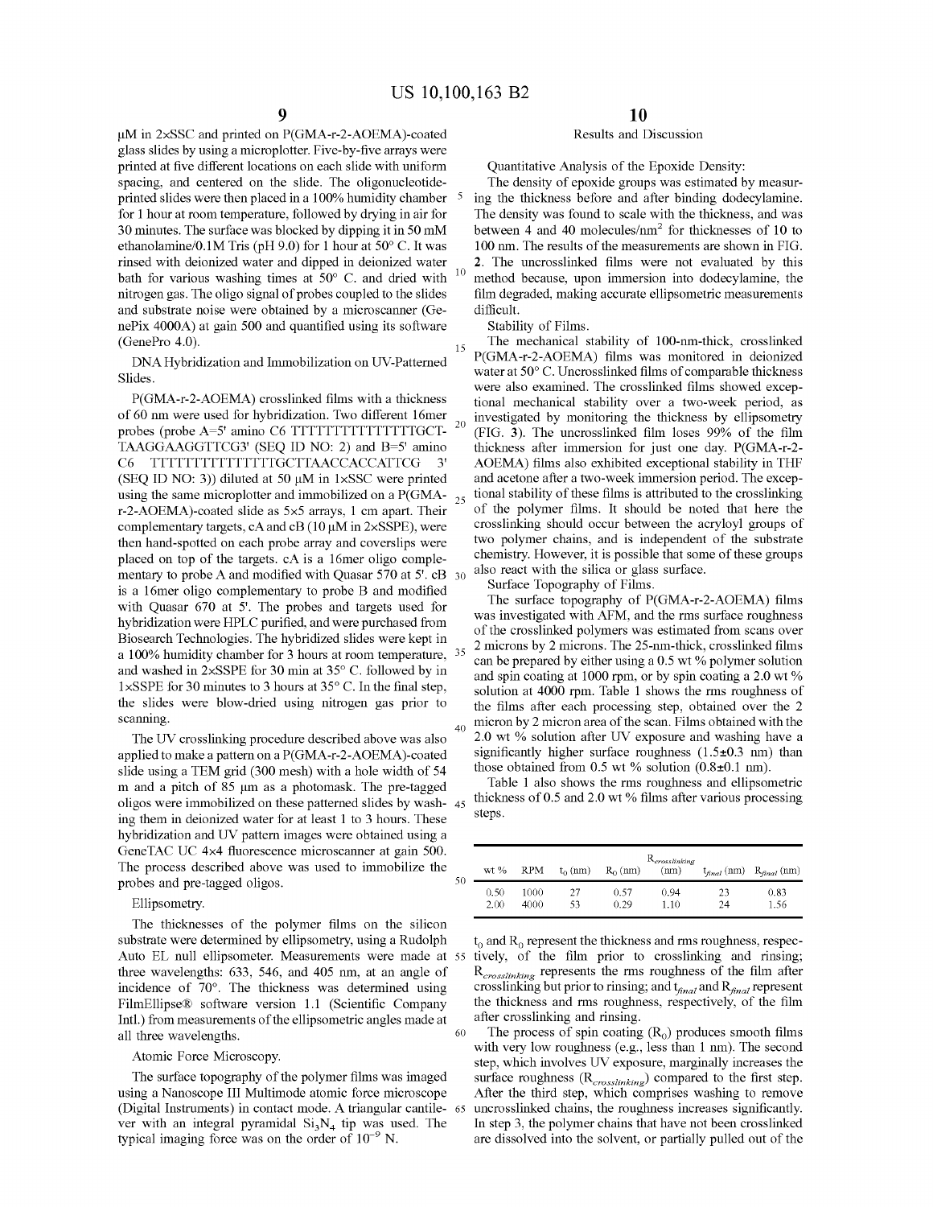μM in 2×SSC and printed on P(GMA-r-2-AOEMA)-coated glass slides by using a microplotter. Five-by-five arrays were printed at five different locations on each slide with uniform spacing, and centered on the slide. The oligonucleotide-printed slides were then placed in a 100% humidity chamber for 1 hour at room temperature, followed by drying in air for 30 minutes. The surface was blocked by dipping it in 50 mM ethanolamine/0.1M Tris (pH 9.0) for 1 hour at 50° C. It was rinsed with deionized water and dipped in deionized water bath for various washing times at 50° C. and dried with nitrogen gas. The oligo signal of probes coupled to the slides and substrate noise were obtained by a microscanner (GenePix 4000A) at gain 500 and quantified using its software (GenePro 4.0).

DNA Hybridization and Immobilization on UV-Patterned Slides.

P(GMA-r-2-AOEMA) crosslinked films with a thickness of 60 nm were used for hybridization. Two different 16mer probes (probe A=5' amino C6 TTTTTTTTTTTTTTTGCTTAAGGAAGGTTCG3' (SEQ ID NO: 2) and B=5' amino C6 TTTTTTTTTTTTTTTGCTTAACCACCATTCG 3' (SEQ ID NO: 3)) diluted at 50 μM in 1×SSC were printed using the same microplotter and immobilized on a P(GMA-r-2-AOEMA)-coated slide as 5×5 arrays, 1 cm apart. Their complementary targets, cA and cB (10 μM in 2×SSPE), were then hand-spotted on each probe array and coverslips were placed on top of the targets. cA is a 16mer oligo complementary to probe A and modified with Quasar 570 at 5'. cB is a 16mer oligo complementary to probe B and modified with Quasar 670 at 5'. The probes and targets used for hybridization were HPLC purified, and were purchased from Biosearch Technologies. The hybridized slides were kept in a 100% humidity chamber for 3 hours at room temperature, and washed in 2×SSPE for 30 min at 35° C. followed by in 1×SSPE for 30 minutes to 3 hours at 35° C. In the final step, the slides were blow-dried using nitrogen gas prior to scanning.

The UV crosslinking procedure described above was also applied to make a pattern on a P(GMA-r-2-AOEMA)-coated slide using a TEM grid (300 mesh) with a hole width of 54 m and a pitch of 85 μm as a photomask. The pre-tagged oligos were immobilized on these patterned slides by washing them in deionized water for at least 1 to 3 hours. These hybridization and UV pattern images were obtained using a GeneTAC UC 4×4 fluorescence microscanner at gain 500. The process described above was used to immobilize the probes and pre-tagged oligos.

Ellipsometry.

The thicknesses of the polymer films on the silicon substrate were determined by ellipsometry, using a Rudolph Auto EL null ellipsometer. Measurements were made at three wavelengths: 633, 546, and 405 nm, at an angle of incidence of 70°. The thickness was determined using FilmEllipse® software version 1.1 (Scientific Company Intl.) from measurements of the ellipsometric angles made at all three wavelengths.

Atomic Force Microscopy.

The surface topography of the polymer films was imaged using a Nanoscope III Multimode atomic force microscope (Digital Instruments) in contact mode. A triangular cantilever with an integral pyramidal $Si_3N_4$ tip was used. The typical imaging force was on the order of $10^{-9}$ N.

## Results and Discussion

Quantitative Analysis of the Epoxide Density:

The density of epoxide groups was estimated by measuring the thickness before and after binding dodecylamine. The density was found to scale with the thickness, and was between 4 and 40 molecules/nm$^2$ for thicknesses of 10 to 100 nm. The results of the measurements are shown in FIG. 2. The uncrosslinked films were not evaluated by this method because, upon immersion into dodecylamine, the film degraded, making accurate ellipsometric measurements difficult.

Stability of Films.

The mechanical stability of 100-nm-thick, crosslinked P(GMA-r-2-AOEMA) films was monitored in deionized water at 50° C. Uncrosslinked films of comparable thickness were also examined. The crosslinked films showed exceptional mechanical stability over a two-week period, as investigated by monitoring the thickness by ellipsometry (FIG. 3). The uncrosslinked film loses 99% of the film thickness after immersion for just one day. P(GMA-r-2-AOEMA) films also exhibited exceptional stability in THF and acetone after a two-week immersion period. The exceptional stability of these films is attributed to the crosslinking of the polymer films. It should be noted that here the crosslinking should occur between the acryloyl groups of two polymer chains, and is independent of the substrate chemistry. However, it is possible that some of these groups also react with the silica or glass surface.

Surface Topography of Films.

The surface topography of P(GMA-r-2-AOEMA) films was investigated with AFM, and the rms surface roughness of the crosslinked polymers was estimated from scans over 2 microns by 2 microns. The 25-nm-thick, crosslinked films can be prepared by either using a 0.5 wt % polymer solution and spin coating at 1000 rpm, or by spin coating a 2.0 wt % solution at 4000 rpm. Table 1 shows the rms roughness of the films after each processing step, obtained over the 2 micron by 2 micron area of the scan. Films obtained with the 2.0 wt % solution after UV exposure and washing have a significantly higher surface roughness (1.5±0.3 nm) than those obtained from 0.5 wt % solution (0.8±0.1 nm).

Table 1 also shows the rms roughness and ellipsometric thickness of 0.5 and 2.0 wt % films after various processing steps.

| wt % | RPM | $t_0$ (nm) | $R_0$ (nm) | $R_{crosslinking}$ (nm) | $t_{final}$ (nm) | $R_{final}$ (nm) |
|---|---|---|---|---|---|---|
| 0.50 | 1000 | 27 | 0.57 | 0.94 | 23 | 0.83 |
| 2.00 | 4000 | 53 | 0.29 | 1.10 | 24 | 1.56 |

$t_0$ and $R_0$ represent the thickness and rms roughness, respectively, of the film prior to crosslinking and rinsing; $R_{crosslinking}$ represents the rms roughness of the film after crosslinking but prior to rinsing; and $t_{final}$ and $R_{final}$ represent the thickness and rms roughness, respectively, of the film after crosslinking and rinsing.

The process of spin coating ($R_0$) produces smooth films with very low roughness (e.g., less than 1 nm). The second step, which involves UV exposure, marginally increases the surface roughness ($R_{crosslinking}$) compared to the first step. After the third step, which comprises washing to remove uncrosslinked chains, the roughness increases significantly. In step 3, the polymer chains that have not been crosslinked are dissolved into the solvent, or partially pulled out of the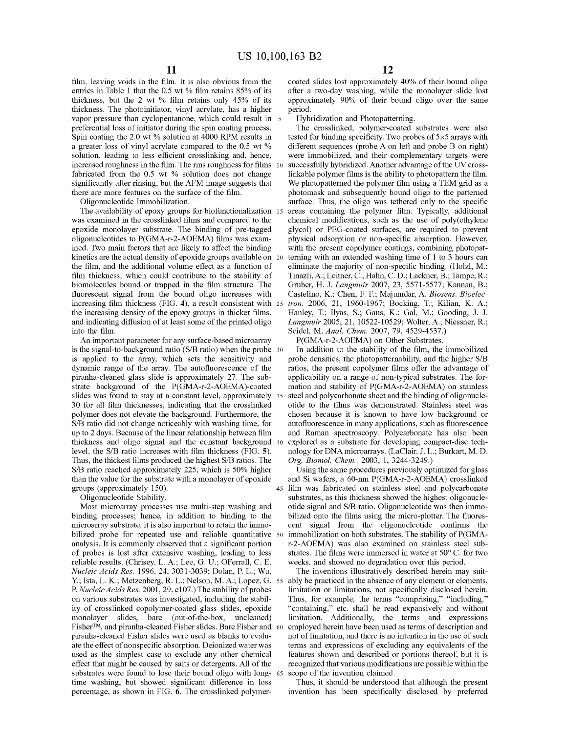film, leaving voids in the film. It is also obvious from the entries in Table 1 that the 0.5 wt % film retains 85% of its thickness, but the 2 wt % film retains only 45% of its thickness. The photoinitiator, vinyl acrylate, has a higher vapor pressure than cyclopentanone, which could result in preferential loss of initiator during the spin coating process. Spin coating the 2.0 wt % solution at 4000 RPM results in a greater loss of vinyl acrylate compared to the 0.5 wt % solution, leading to less efficient crosslinking and, hence, increased roughness in the film. The rms roughness for films fabricated from the 0.5 wt % solution does not change significantly after rinsing, but the AFM image suggests that there are more features on the surface of the film.

Oligonucleotide Immobilization.

The availability of epoxy groups for biofunctionalization was examined in the crosslinked films and compared to the epoxide monolayer substrate. The binding of pre-tagged oligonucleotides to P(GMA-r-2-AOEMA) films was examined. Two main factors that are likely to affect the binding kinetics are the actual density of epoxide groups available on the film, and the additional volume effect as a function of film thickness, which could contribute to the stability of biomolecules bound or trapped in the film structure. The fluorescent signal from the bound oligo increases with increasing film thickness (FIG. 4), a result consistent with the increasing density of the epoxy groups in thicker films, and indicating diffusion of at least some of the printed oligo into the film.

An important parameter for any surface-based microarray is the signal-to-background ratio (S/B ratio) when the probe is applied to the array, which sets the sensitivity and dynamic range of the array. The autofluorescence of the piranha-cleaned glass slide is approximately 27. The substrate background of the P(GMA-r-2-AOEMA)-coated slides was found to stay at a constant level, approximately 30 for all film thicknesses, indicating that the crosslinked polymer does not elevate the background. Furthermore, the S/B ratio did not change noticeably with washing time, for up to 2 days. Because of the linear relationship between film thickness and oligo signal and the constant background level, the S/B ratio increases with film thickness (FIG. 5). Thus, the thickest films produced the highest S/B ratios. The S/B ratio reached approximately 225, which is 50% higher than the value for the substrate with a monolayer of epoxide groups (approximately 150).

Oligonucleotide Stability.

Most microarray processes use multi-step washing and binding processes; hence, in addition to binding to the microarray substrate, it is also important to retain the immobilized probe for repeated use and reliable quantitative analysis. It is commonly observed that a significant portion of probes is lost after extensive washing, leading to less reliable results. (Chrisey, L. A.; Lee, G. U.; OFerrall, C. E. *Nucleic Acids Res.* 1996, 24, 3031-3039; Dolan, P. L.; Wu, Y.; Ista, L. K.; Metzenberg, R. L.; Nelson, M. A.; Lopez, G. P. *Nucleic Acids Res.* 2001, 29, e107.) The stability of probes on various substrates was investigated, including the stability of crosslinked copolymer-coated glass slides, epoxide monolayer slides, bare (out-of-the-box, uncleaned) Fisher™, and piranha-cleaned Fisher slides. Bare Fisher and piranha-cleaned Fisher slides were used as blanks to evaluate the effect of nonspecific absorption. Deionized water was used as the simplest case to exclude any other chemical effect that might be caused by salts or detergents. All of the substrates were found to lose their bound oligo with long-time washing, but showed significant difference in loss percentage, as shown in FIG. 6. The crosslinked polymer-coated slides lost approximately 40% of their bound oligo after a two-day washing, while the monolayer slide lost approximately 90% of their bound oligo over the same period.

Hybridization and Photopatterning.

The crosslinked, polymer-coated substrates were also tested for binding specificity. Two probes of 5×5 arrays with different sequences (probe A on left and probe B on right) were immobilized, and their complementary targets were successfully hybridized. Another advantage of the UV crosslinkable polymer films is the ability to photopattern the film. We photopatterned the polymer film using a TEM grid as a photomask and subsequently bound oligo to the patterned surface. Thus, the oligo was tethered only to the specific areas containing the polymer film. Typically, additional chemical modifications, such as the use of poly(ethylene glycol) or PEG-coated surfaces, are required to prevent physical adsorption or non-specific absorption. However, with the present copolymer coatings, combining photopatterning with an extended washing time of 1 to 3 hours can eliminate the majority of non-specific binding. (Holzl, M.; Tinazli, A.; Leitner, C.; Hahn, C. D.; Lackner, B.; Tampe, R.; Gruber, H. J. *Langmuir* 2007, 23, 5571-5577; Kannan, B.; Castelino, K.; Chen, F. F.; Majumdar, A. *Biosens. Bioelectron.* 2006, 21, 1960-1967; Bocking, T.; Kilian, K. A.; Hanley, T.; Ilyas, S.; Gaus, K.; Gal, M.; Gooding, J. J. *Langmuir* 2005, 21, 10522-10529; Wolter, A.; Niessner, R.; Seidel, M. *Anal. Chem.* 2007, 79, 4529-4537.)

P(GMA-r-2-AOEMA) on Other Substrates.

In addition to the stability of the film, the immobilized probe densities, the photopatternability, and the higher S/B ratios, the present copolymer films offer the advantage of applicability on a range of non-typical substrates. The formation and stability of P(GMA-r-2-AOEMA) on stainless steel and polycarbonate sheet and the binding of oligonucleotide to the films was demonstrated. Stainless steel was chosen because it is known to have low background or autofluorescence in many applications, such as fluorescence and Raman spectroscopy. Polycarbonate has also been explored as a substrate for developing compact-disc technology for DNA microarrays. (LaClair, J. L.; Burkart, M. D. *Org. Biomol. Chem.,* 2003, 1, 3244-3249.)

Using the same procedures previously optimized for glass and Si wafers, a 60-nm P(GMA-r-2-AOEMA) crosslinked film was fabricated on stainless steel and polycarbonate substrates, as this thickness showed the highest oligonucleotide signal and S/B ratio. Oligonucleotide was then immobilized onto the films using the micro-plotter. The fluorescent signal from the oligonucleotide confirms the immobilization on both substrates. The stability of P(GMA-r-2-AOEMA) was also examined on stainless steel substrates. The films were immersed in water at 50° C. for two weeks, and showed no degradation over this period.

The inventions illustratively described herein may suitably be practiced in the absence of any element or elements, limitation or limitations, not specifically disclosed herein. Thus, for example, the terms "comprising," "including," "containing," etc. shall be read expansively and without limitation. Additionally, the terms and expressions employed herein have been used as terms of description and not of limitation, and there is no intention in the use of such terms and expressions of excluding any equivalents of the features shown and described or portions thereof, but it is recognized that various modifications are possible within the scope of the invention claimed.

Thus, it should be understood that although the present invention has been specifically disclosed by preferred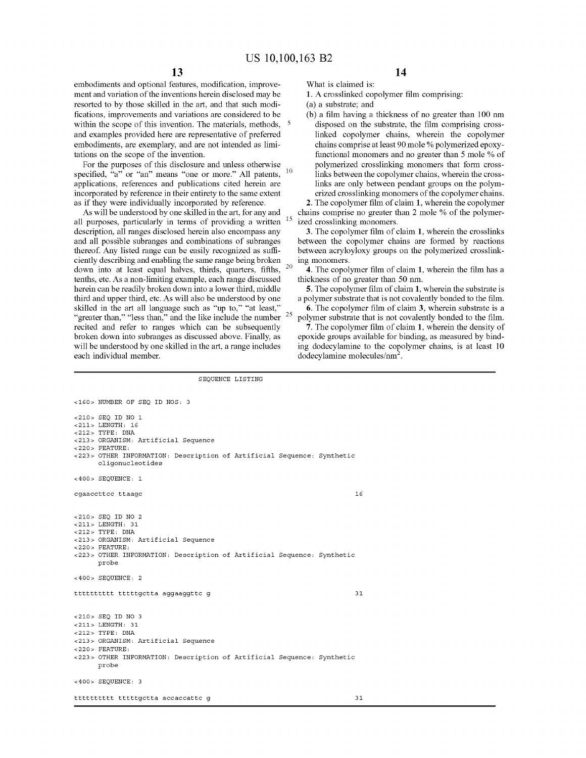embodiments and optional features, modification, improvement and variation of the inventions herein disclosed may be resorted to by those skilled in the art, and that such modifications, improvements and variations are considered to be within the scope of this invention. The materials, methods, and examples provided here are representative of preferred embodiments, are exemplary, and are not intended as limitations on the scope of the invention.

For the purposes of this disclosure and unless otherwise specified, "a" or "an" means "one or more." All patents, applications, references and publications cited herein are incorporated by reference in their entirety to the same extent as if they were individually incorporated by reference.

As will be understood by one skilled in the art, for any and all purposes, particularly in terms of providing a written description, all ranges disclosed herein also encompass any and all possible subranges and combinations of subranges thereof. Any listed range can be easily recognized as sufficiently describing and enabling the same range being broken down into at least equal halves, thirds, quarters, fifths, tenths, etc. As a non-limiting example, each range discussed herein can be readily broken down into a lower third, middle third and upper third, etc. As will also be understood by one skilled in the art all language such as "up to," "at least," "greater than," "less than," and the like include the number recited and refer to ranges which can be subsequently broken down into subranges as discussed above. Finally, as will be understood by one skilled in the art, a range includes each individual member.

What is claimed is:

1. A crosslinked copolymer film comprising:
(a) a substrate; and
(b) a film having a thickness of no greater than 100 nm disposed on the substrate, the film comprising crosslinked copolymer chains, wherein the copolymer chains comprise at least 90 mole % polymerized epoxy-functional monomers and no greater than 5 mole % of polymerized crosslinking monomers that form crosslinks between the copolymer chains, wherein the crosslinks are only between pendant groups on the polymerized crosslinking monomers of the copolymer chains.

2. The copolymer film of claim 1, wherein the copolymer chains comprise no greater than 2 mole % of the polymerized crosslinking monomers.

3. The copolymer film of claim 1, wherein the crosslinks between the copolymer chains are formed by reactions between acryloyloxy groups on the polymerized crosslinking monomers.

4. The copolymer film of claim 1, wherein the film has a thickness of no greater than 50 nm.

5. The copolymer film of claim 1, wherein the substrate is a polymer substrate that is not covalently bonded to the film.

6. The copolymer film of claim 3, wherein substrate is a polymer substrate that is not covalently bonded to the film.

7. The copolymer film of claim 1, wherein the density of epoxide groups available for binding, as measured by binding dodecylamine to the copolymer chains, is at least 10 dodecylamine molecules/$nm^2$.

SEQUENCE LISTING

```
<160> NUMBER OF SEQ ID NOS: 3

<210> SEQ ID NO 1
<211> LENGTH: 16
<212> TYPE: DNA
<213> ORGANISM: Artificial Sequence
<220> FEATURE:
<223> OTHER INFORMATION: Description of Artificial Sequence: Synthetic
      oligonucleotides

<400> SEQUENCE: 1

cgaaccttcc ttaagc                                                   16


<210> SEQ ID NO 2
<211> LENGTH: 31
<212> TYPE: DNA
<213> ORGANISM: Artificial Sequence
<220> FEATURE:
<223> OTHER INFORMATION: Description of Artificial Sequence: Synthetic
      probe

<400> SEQUENCE: 2

tttttttttt tttttgctta aggaaggttc g                                  31


<210> SEQ ID NO 3
<211> LENGTH: 31
<212> TYPE: DNA
<213> ORGANISM: Artificial Sequence
<220> FEATURE:
<223> OTHER INFORMATION: Description of Artificial Sequence: Synthetic
      probe

<400> SEQUENCE: 3

tttttttttt tttttgctta accaccattc g                                  31
```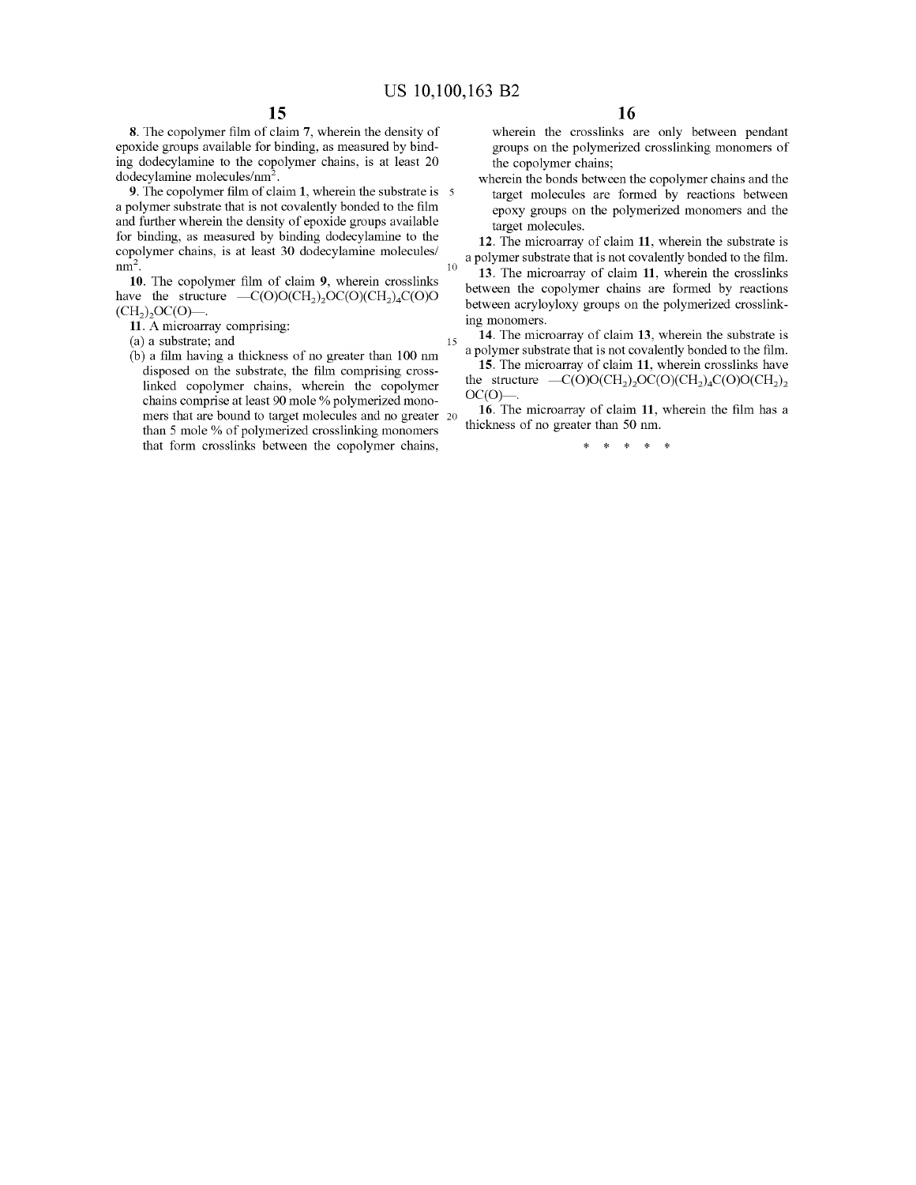8. The copolymer film of claim 7, wherein the density of epoxide groups available for binding, as measured by binding dodecylamine to the copolymer chains, is at least 20 dodecylamine molecules/$nm^2$.

9. The copolymer film of claim 1, wherein the substrate is a polymer substrate that is not covalently bonded to the film and further wherein the density of epoxide groups available for binding, as measured by binding dodecylamine to the copolymer chains, is at least 30 dodecylamine molecules/$nm^2$.

10. The copolymer film of claim 9, wherein crosslinks have the structure —$C(O)O(CH_2)_2OC(O)(CH_2)_4C(O)O(CH_2)_2OC(O)$—.

11. A microarray comprising:

(a) a substrate; and

(b) a film having a thickness of no greater than 100 nm disposed on the substrate, the film comprising crosslinked copolymer chains, wherein the copolymer chains comprise at least 90 mole % polymerized monomers that are bound to target molecules and no greater than 5 mole % of polymerized crosslinking monomers that form crosslinks between the copolymer chains, wherein the crosslinks are only between pendant groups on the polymerized crosslinking monomers of the copolymer chains;

wherein the bonds between the copolymer chains and the target molecules are formed by reactions between epoxy groups on the polymerized monomers and the target molecules.

12. The microarray of claim 11, wherein the substrate is a polymer substrate that is not covalently bonded to the film.

13. The microarray of claim 11, wherein the crosslinks between the copolymer chains are formed by reactions between acryloyloxy groups on the polymerized crosslinking monomers.

14. The microarray of claim 13, wherein the substrate is a polymer substrate that is not covalently bonded to the film.

15. The microarray of claim 11, wherein crosslinks have the structure —$C(O)O(CH_2)_2OC(O)(CH_2)_4C(O)O(CH_2)_2OC(O)$—.

16. The microarray of claim 11, wherein the film has a thickness of no greater than 50 nm.

* * * * *